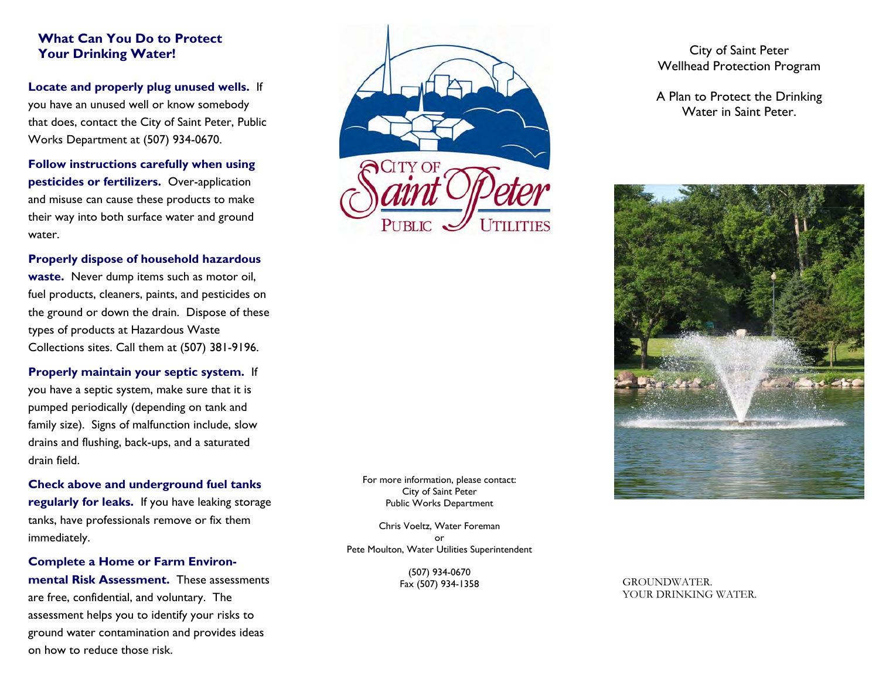## What Can You Do to Protect Your Drinking Water!

**Locate and properly plug unused wells.** If you have an unused well or know somebody that does, contact the City of Saint Peter, Public Works Department at (507) 934-0670.

**Follow instructions carefully when using pesticides or fertilizers.** Over-application and misuse can cause these products to make their way into both surface water and ground water.

**Properly dispose of household hazardous waste.** Never dump items such as motor oil, fuel products, cleaners, paints, and pesticides on the ground or down the drain. Dispose of these types of products at Hazardous Waste Collections sites. Call them at (507) 381-9196.

**Properly maintain your septic system.** If you have a septic system, make sure that it is pumped periodically (depending on tank and family size). Signs of malfunction include, slow drains and flushing, back-ups, and a saturated drain field.

**Check above and underground fuel tanks regularly for leaks.** If you have leaking storage tanks, have professionals remove or fix them immediately.

**Complete a Home or Farm Environmental Risk Assessment.** These assessments are free, confidential, and voluntary. The assessment helps you to identify your risks to ground water contamination and provides ideas on how to reduce those risk.

City of Saint Peter Public Utilities

For more information, please contact:
City of Saint Peter
Public Works Department

Chris Voeltz, Water Foreman
or
Pete Moulton, Water Utilities Superintendent

(507) 934-0670
Fax (507) 934-1358

# City of Saint Peter Wellhead Protection Program

A Plan to Protect the Drinking Water in Saint Peter.

GROUNDWATER.
YOUR DRINKING WATER.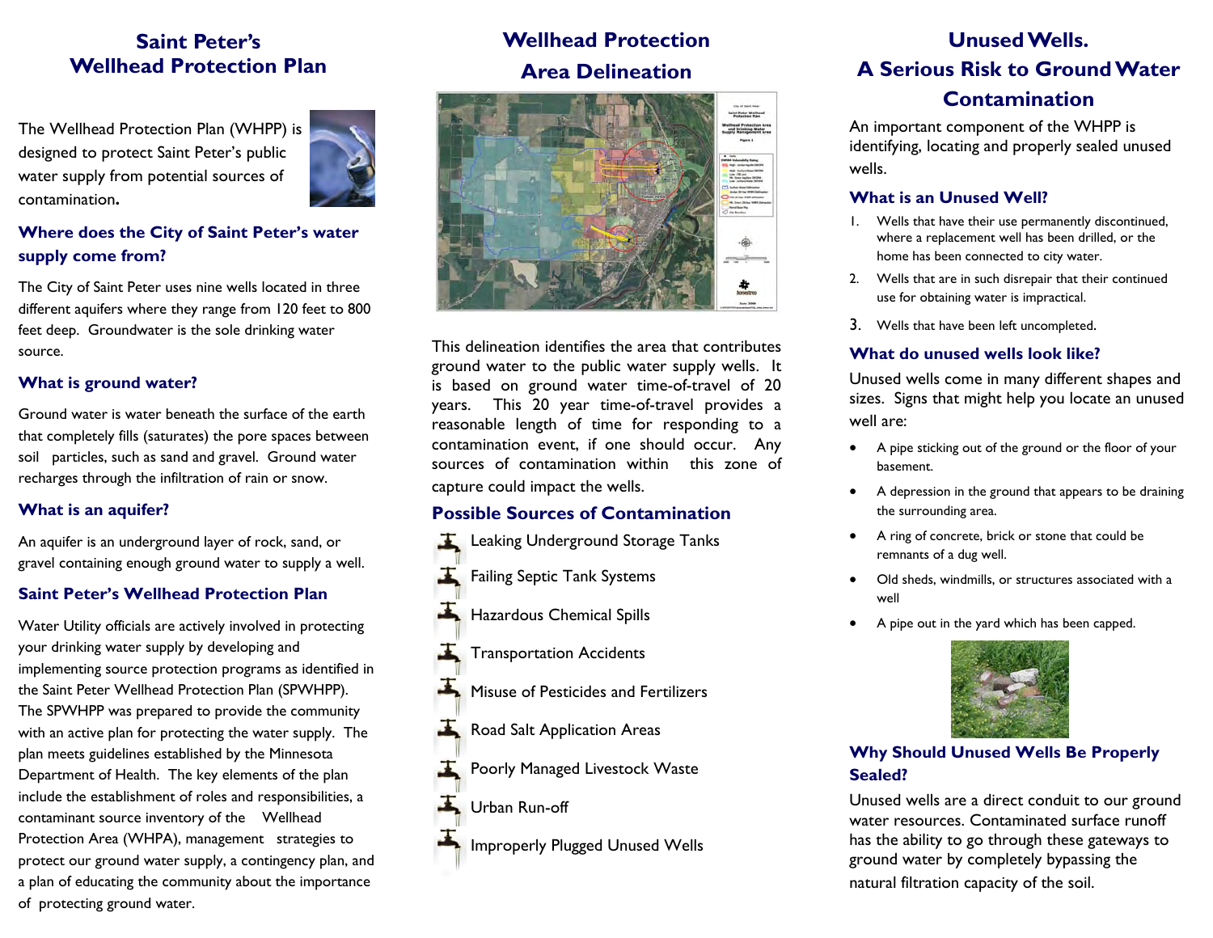# Saint Peter's Wellhead Protection Plan

The Wellhead Protection Plan (WHPP) is designed to protect Saint Peter's public water supply from potential sources of contamination**.**

### Where does the City of Saint Peter's water supply come from?

The City of Saint Peter uses nine wells located in three different aquifers where they range from 120 feet to 800 feet deep. Groundwater is the sole drinking water source.

### What is ground water?

Ground water is water beneath the surface of the earth that completely fills (saturates) the pore spaces between soil particles, such as sand and gravel. Ground water recharges through the infiltration of rain or snow.

### What is an aquifer?

An aquifer is an underground layer of rock, sand, or gravel containing enough ground water to supply a well.

### Saint Peter's Wellhead Protection Plan

Water Utility officials are actively involved in protecting your drinking water supply by developing and implementing source protection programs as identified in the Saint Peter Wellhead Protection Plan (SPWHPP). The SPWHPP was prepared to provide the community with an active plan for protecting the water supply. The plan meets guidelines established by the Minnesota Department of Health. The key elements of the plan include the establishment of roles and responsibilities, a contaminant source inventory of the Wellhead Protection Area (WHPA), management strategies to protect our ground water supply, a contingency plan, and a plan of educating the community about the importance of protecting ground water.

# Wellhead Protection Area Delineation

This delineation identifies the area that contributes ground water to the public water supply wells. It is based on ground water time-of-travel of 20 years. This 20 year time-of-travel provides a reasonable length of time for responding to a contamination event, if one should occur. Any sources of contamination within this zone of capture could impact the wells.

### Possible Sources of Contamination

- Leaking Underground Storage Tanks
- Failing Septic Tank Systems
- Hazardous Chemical Spills
- Transportation Accidents
- Misuse of Pesticides and Fertilizers
- Road Salt Application Areas
- Poorly Managed Livestock Waste
- Urban Run-off
- Improperly Plugged Unused Wells

# Unused Wells. A Serious Risk to Ground Water Contamination

An important component of the WHPP is identifying, locating and properly sealed unused wells.

### What is an Unused Well?

1. Wells that have their use permanently discontinued, where a replacement well has been drilled, or the home has been connected to city water.
2. Wells that are in such disrepair that their continued use for obtaining water is impractical.
3. Wells that have been left uncompleted.

### What do unused wells look like?

Unused wells come in many different shapes and sizes. Signs that might help you locate an unused well are:

- A pipe sticking out of the ground or the floor of your basement.
- A depression in the ground that appears to be draining the surrounding area.
- A ring of concrete, brick or stone that could be remnants of a dug well.
- Old sheds, windmills, or structures associated with a well
- A pipe out in the yard which has been capped.

### Why Should Unused Wells Be Properly Sealed?

Unused wells are a direct conduit to our ground water resources. Contaminated surface runoff has the ability to go through these gateways to ground water by completely bypassing the natural filtration capacity of the soil.